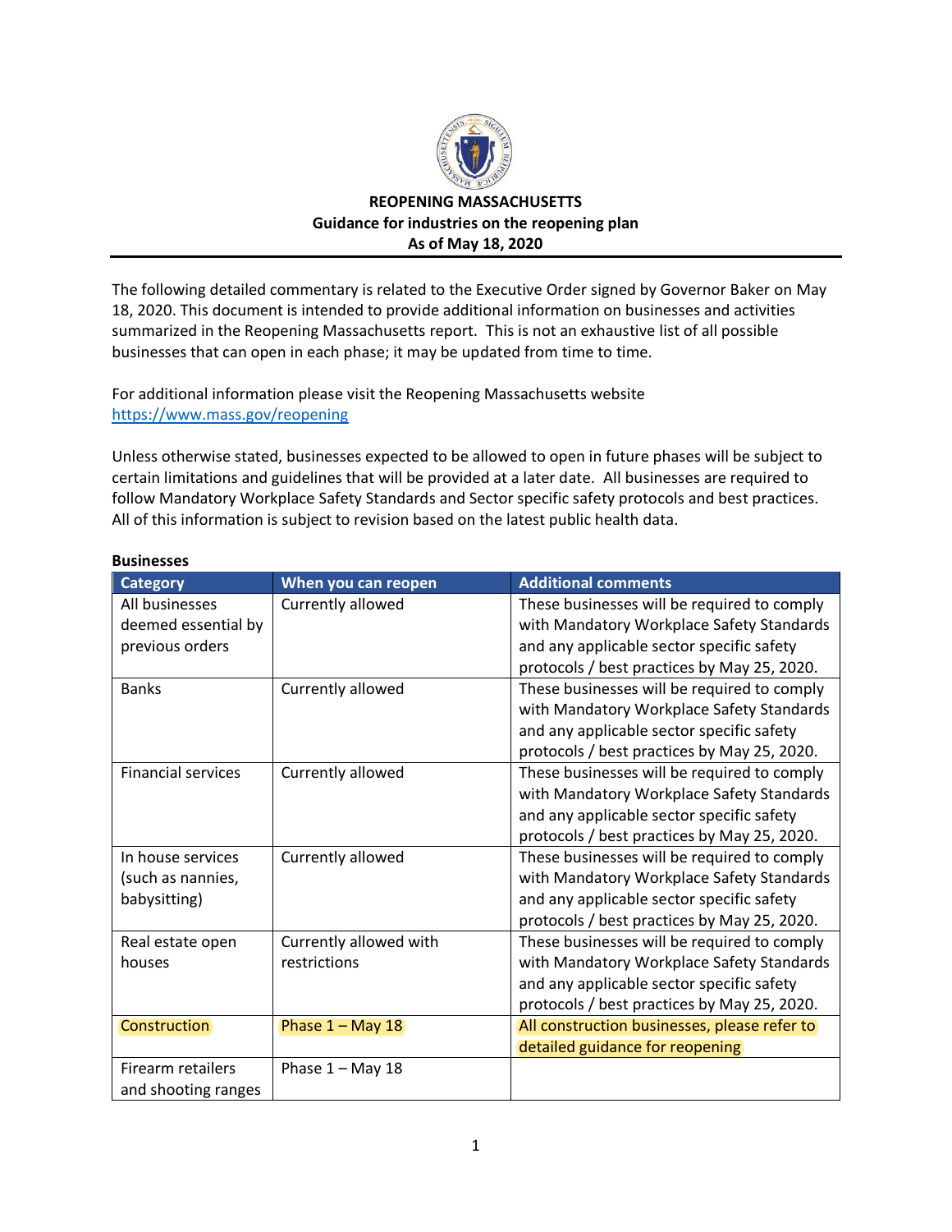# REOPENING MASSACHUSETTS
## Guidance for industries on the reopening plan
### As of May 18, 2020

The following detailed commentary is related to the Executive Order signed by Governor Baker on May 18, 2020. This document is intended to provide additional information on businesses and activities summarized in the Reopening Massachusetts report. This is not an exhaustive list of all possible businesses that can open in each phase; it may be updated from time to time.

For additional information please visit the Reopening Massachusetts website https://www.mass.gov/reopening

Unless otherwise stated, businesses expected to be allowed to open in future phases will be subject to certain limitations and guidelines that will be provided at a later date. All businesses are required to follow Mandatory Workplace Safety Standards and Sector specific safety protocols and best practices. All of this information is subject to revision based on the latest public health data.

**Businesses**

| Category | When you can reopen | Additional comments |
|---|---|---|
| All businesses deemed essential by previous orders | Currently allowed | These businesses will be required to comply with Mandatory Workplace Safety Standards and any applicable sector specific safety protocols / best practices by May 25, 2020. |
| Banks | Currently allowed | These businesses will be required to comply with Mandatory Workplace Safety Standards and any applicable sector specific safety protocols / best practices by May 25, 2020. |
| Financial services | Currently allowed | These businesses will be required to comply with Mandatory Workplace Safety Standards and any applicable sector specific safety protocols / best practices by May 25, 2020. |
| In house services (such as nannies, babysitting) | Currently allowed | These businesses will be required to comply with Mandatory Workplace Safety Standards and any applicable sector specific safety protocols / best practices by May 25, 2020. |
| Real estate open houses | Currently allowed with restrictions | These businesses will be required to comply with Mandatory Workplace Safety Standards and any applicable sector specific safety protocols / best practices by May 25, 2020. |
| Construction | Phase 1 – May 18 | All construction businesses, please refer to detailed guidance for reopening |
| Firearm retailers and shooting ranges | Phase 1 – May 18 | |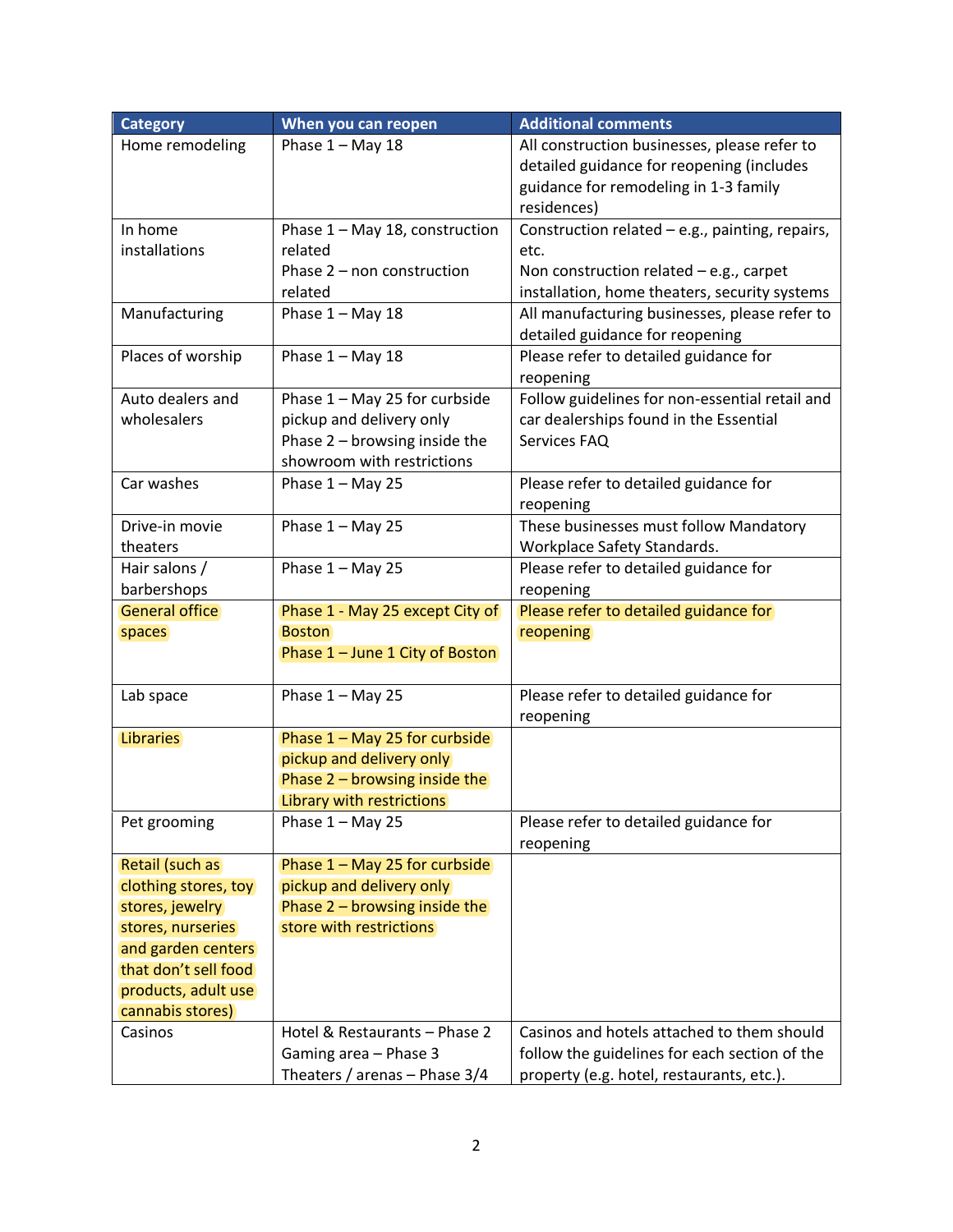| Category | When you can reopen | Additional comments |
|---|---|---|
| Home remodeling | Phase 1 – May 18 | All construction businesses, please refer to detailed guidance for reopening (includes guidance for remodeling in 1-3 family residences) |
| In home installations | Phase 1 – May 18, construction related<br>Phase 2 – non construction related | Construction related – e.g., painting, repairs, etc.<br>Non construction related – e.g., carpet installation, home theaters, security systems |
| Manufacturing | Phase 1 – May 18 | All manufacturing businesses, please refer to detailed guidance for reopening |
| Places of worship | Phase 1 – May 18 | Please refer to detailed guidance for reopening |
| Auto dealers and wholesalers | Phase 1 – May 25 for curbside pickup and delivery only<br>Phase 2 – browsing inside the showroom with restrictions | Follow guidelines for non-essential retail and car dealerships found in the Essential Services FAQ |
| Car washes | Phase 1 – May 25 | Please refer to detailed guidance for reopening |
| Drive-in movie theaters | Phase 1 – May 25 | These businesses must follow Mandatory Workplace Safety Standards. |
| Hair salons / barbershops | Phase 1 – May 25 | Please refer to detailed guidance for reopening |
| General office spaces | Phase 1 - May 25 except City of Boston<br>Phase 1 – June 1 City of Boston | Please refer to detailed guidance for reopening |
| Lab space | Phase 1 – May 25 | Please refer to detailed guidance for reopening |
| Libraries | Phase 1 – May 25 for curbside pickup and delivery only<br>Phase 2 – browsing inside the Library with restrictions | |
| Pet grooming | Phase 1 – May 25 | Please refer to detailed guidance for reopening |
| Retail (such as clothing stores, toy stores, jewelry stores, nurseries and garden centers that don't sell food products, adult use cannabis stores) | Phase 1 – May 25 for curbside pickup and delivery only<br>Phase 2 – browsing inside the store with restrictions | |
| Casinos | Hotel & Restaurants – Phase 2<br>Gaming area – Phase 3<br>Theaters / arenas – Phase 3/4 | Casinos and hotels attached to them should follow the guidelines for each section of the property (e.g. hotel, restaurants, etc.). |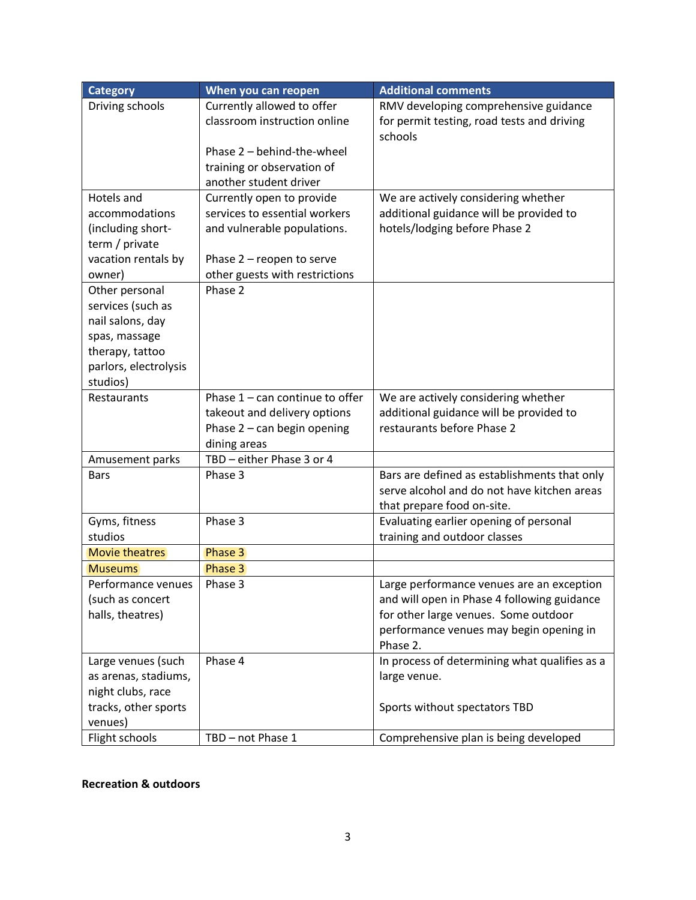| Category | When you can reopen | Additional comments |
|---|---|---|
| Driving schools | Currently allowed to offer classroom instruction online<br><br>Phase 2 – behind-the-wheel training or observation of another student driver | RMV developing comprehensive guidance for permit testing, road tests and driving schools |
| Hotels and accommodations (including short-term / private vacation rentals by owner) | Currently open to provide services to essential workers and vulnerable populations.<br><br>Phase 2 – reopen to serve other guests with restrictions | We are actively considering whether additional guidance will be provided to hotels/lodging before Phase 2 |
| Other personal services (such as nail salons, day spas, massage therapy, tattoo parlors, electrolysis studios) | Phase 2 | |
| Restaurants | Phase 1 – can continue to offer takeout and delivery options<br>Phase 2 – can begin opening dining areas | We are actively considering whether additional guidance will be provided to restaurants before Phase 2 |
| Amusement parks | TBD – either Phase 3 or 4 | |
| Bars | Phase 3 | Bars are defined as establishments that only serve alcohol and do not have kitchen areas that prepare food on-site. |
| Gyms, fitness studios | Phase 3 | Evaluating earlier opening of personal training and outdoor classes |
| Movie theatres | Phase 3 | |
| Museums | Phase 3 | |
| Performance venues (such as concert halls, theatres) | Phase 3 | Large performance venues are an exception and will open in Phase 4 following guidance for other large venues. Some outdoor performance venues may begin opening in Phase 2. |
| Large venues (such as arenas, stadiums, night clubs, race tracks, other sports venues) | Phase 4 | In process of determining what qualifies as a large venue.<br><br>Sports without spectators TBD |
| Flight schools | TBD – not Phase 1 | Comprehensive plan is being developed |

**Recreation & outdoors**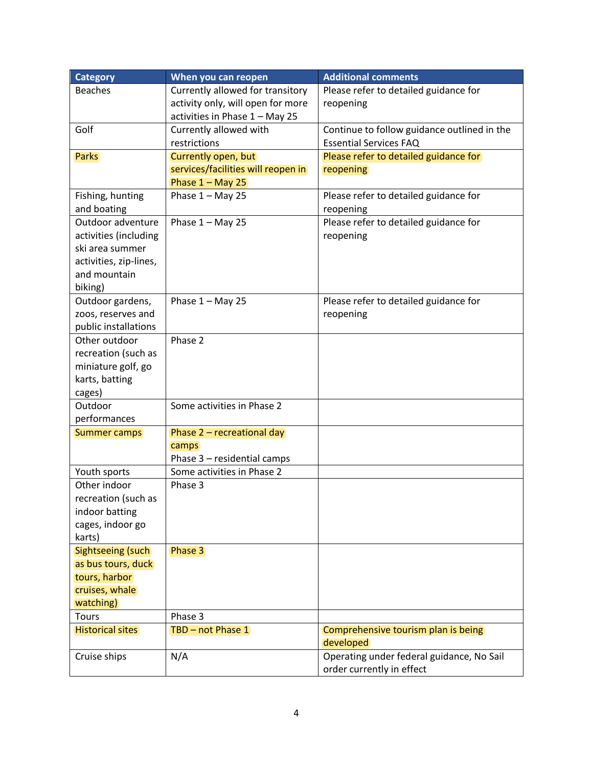| Category | When you can reopen | Additional comments |
|---|---|---|
| Beaches | Currently allowed for transitory activity only, will open for more activities in Phase 1 – May 25 | Please refer to detailed guidance for reopening |
| Golf | Currently allowed with restrictions | Continue to follow guidance outlined in the Essential Services FAQ |
| Parks | Currently open, but services/facilities will reopen in Phase 1 – May 25 | Please refer to detailed guidance for reopening |
| Fishing, hunting and boating | Phase 1 – May 25 | Please refer to detailed guidance for reopening |
| Outdoor adventure activities (including ski area summer activities, zip-lines, and mountain biking) | Phase 1 – May 25 | Please refer to detailed guidance for reopening |
| Outdoor gardens, zoos, reserves and public installations | Phase 1 – May 25 | Please refer to detailed guidance for reopening |
| Other outdoor recreation (such as miniature golf, go karts, batting cages) | Phase 2 | |
| Outdoor performances | Some activities in Phase 2 | |
| Summer camps | Phase 2 – recreational day camps<br>Phase 3 – residential camps | |
| Youth sports | Some activities in Phase 2 | |
| Other indoor recreation (such as indoor batting cages, indoor go karts) | Phase 3 | |
| Sightseeing (such as bus tours, duck tours, harbor cruises, whale watching) | Phase 3 | |
| Tours | Phase 3 | |
| Historical sites | TBD – not Phase 1 | Comprehensive tourism plan is being developed |
| Cruise ships | N/A | Operating under federal guidance, No Sail order currently in effect |